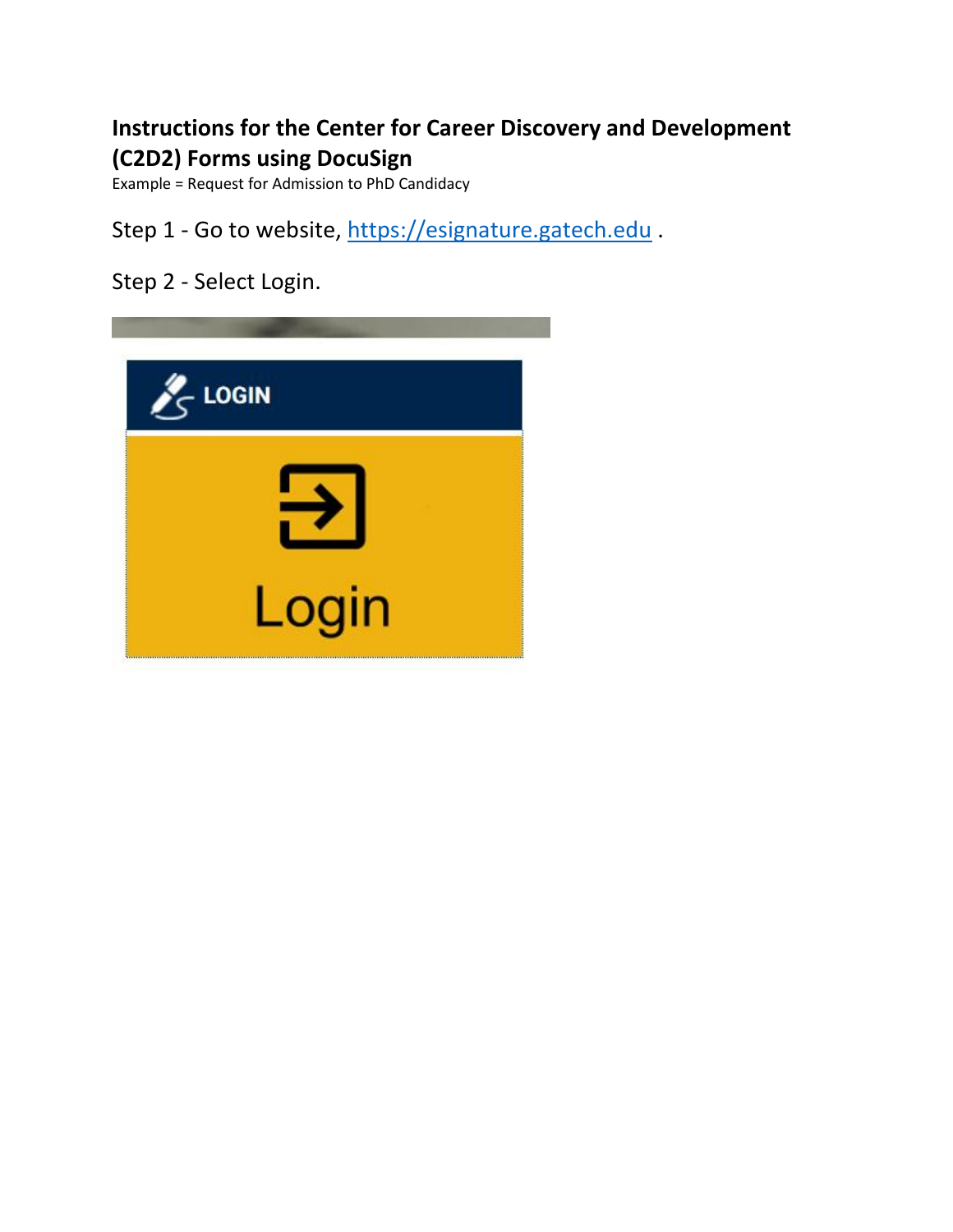# Instructions for the Center for Career Discovery and Development (C2D2) Forms using DocuSign

Example = Request for Admission to PhD Candidacy

Step 1 - Go to website, https://esignature.gatech.edu .

Step 2 - Select Login.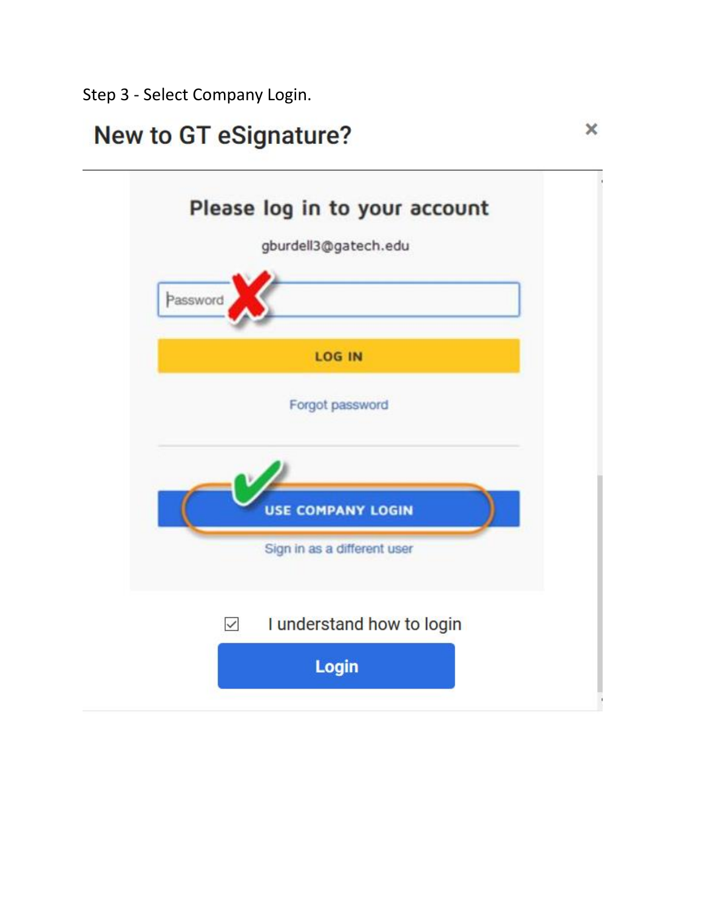Step 3 - Select Company Login.

New to GT eSignature?

Please log in to your account

gburdell3@gatech.edu

Password

LOG IN

Forgot password

USE COMPANY LOGIN

Sign in as a different user

I understand how to login

Login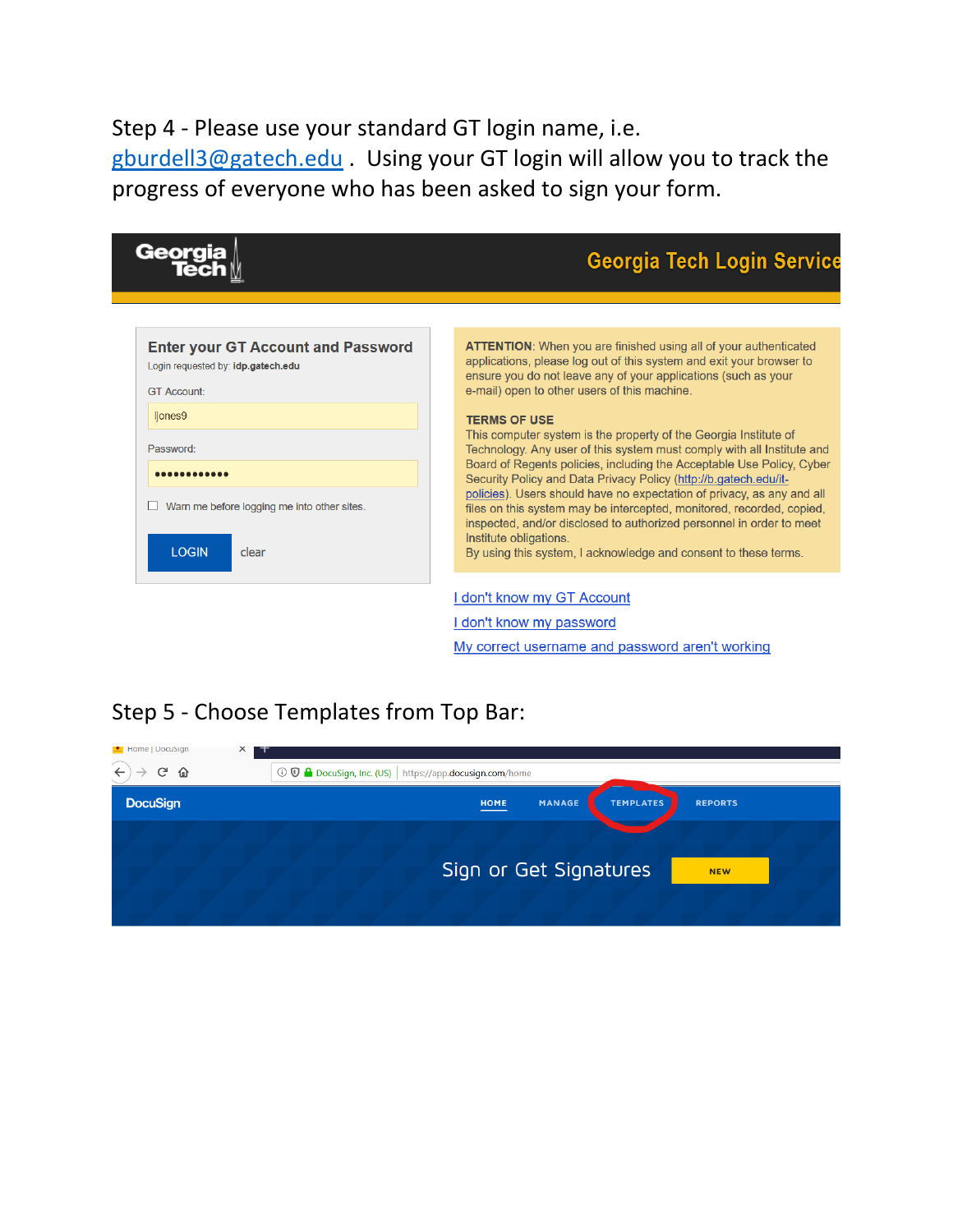Step 4 - Please use your standard GT login name, i.e. gburdell3@gatech.edu . Using your GT login will allow you to track the progress of everyone who has been asked to sign your form.

Georgia Tech Login Service

**Enter your GT Account and Password**

Login requested by: **idp.gatech.edu**

GT Account:

ljones9

Password:

••••••••••••

☐ Warn me before logging me into other sites.

LOGIN clear

**ATTENTION**: When you are finished using all of your authenticated applications, please log out of this system and exit your browser to ensure you do not leave any of your applications (such as your e-mail) open to other users of this machine.

**TERMS OF USE**

This computer system is the property of the Georgia Institute of Technology. Any user of this system must comply with all Institute and Board of Regents policies, including the Acceptable Use Policy, Cyber Security Policy and Data Privacy Policy (http://b.gatech.edu/it-policies). Users should have no expectation of privacy, as any and all files on this system may be intercepted, monitored, recorded, copied, inspected, and/or disclosed to authorized personnel in order to meet Institute obligations.

By using this system, I acknowledge and consent to these terms.

I don't know my GT Account

I don't know my password

My correct username and password aren't working

Step 5 - Choose Templates from Top Bar:

Home | DocuSign

DocuSign, Inc. (US) https://app.docusign.com/home

DocuSign HOME MANAGE TEMPLATES REPORTS

Sign or Get Signatures NEW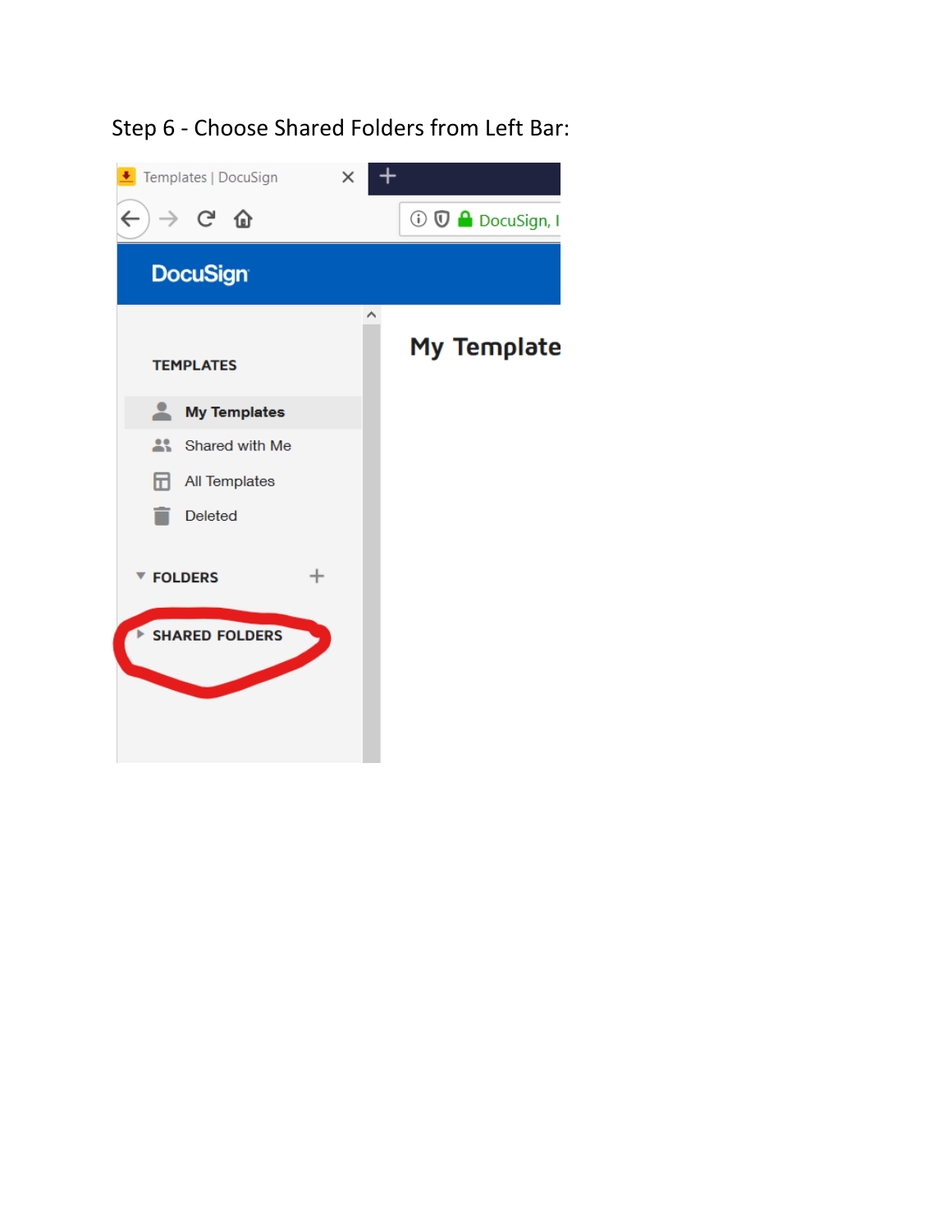Step 6 - Choose Shared Folders from Left Bar: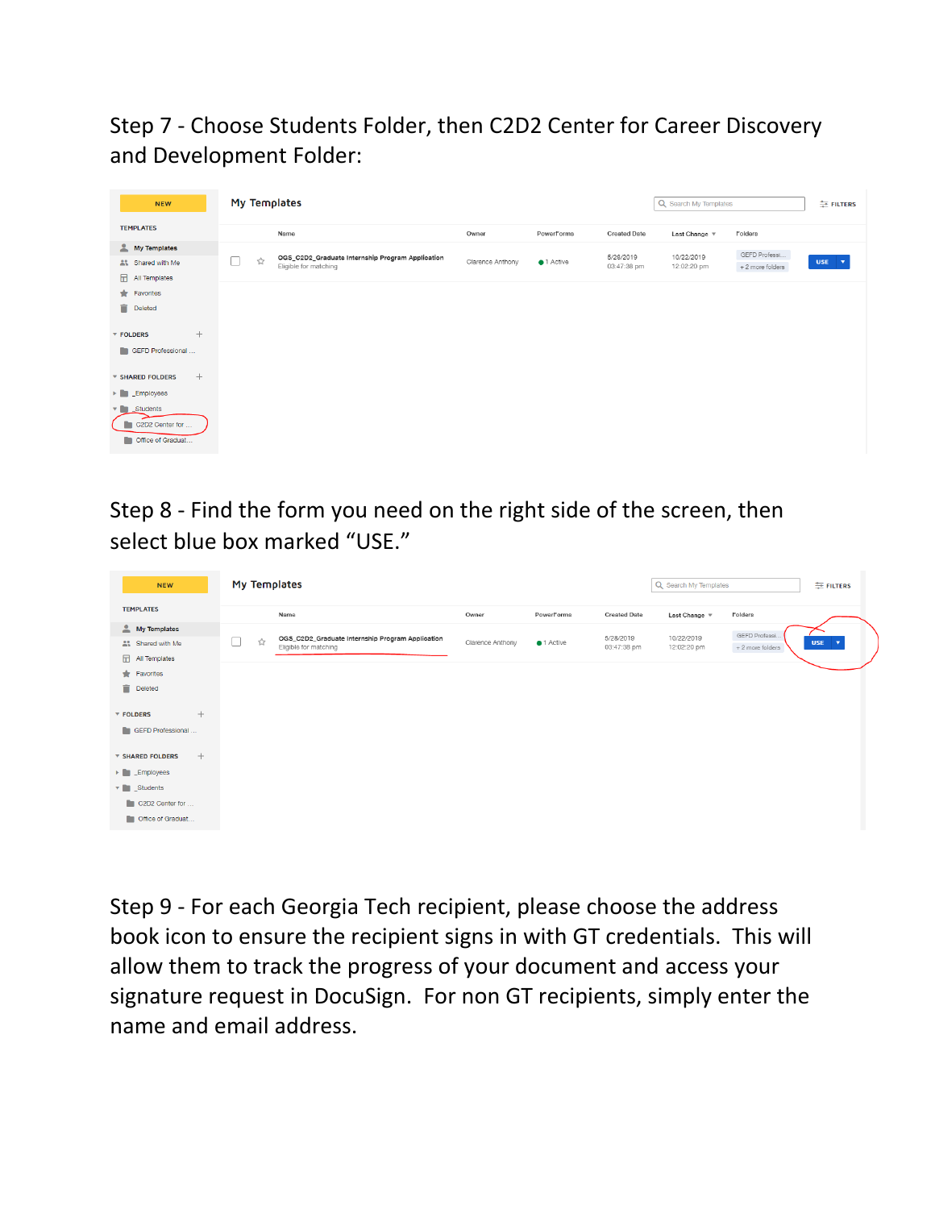Step 7 - Choose Students Folder, then C2D2 Center for Career Discovery and Development Folder:

Step 8 - Find the form you need on the right side of the screen, then select blue box marked “USE.”

Step 9 - For each Georgia Tech recipient, please choose the address book icon to ensure the recipient signs in with GT credentials. This will allow them to track the progress of your document and access your signature request in DocuSign. For non GT recipients, simply enter the name and email address.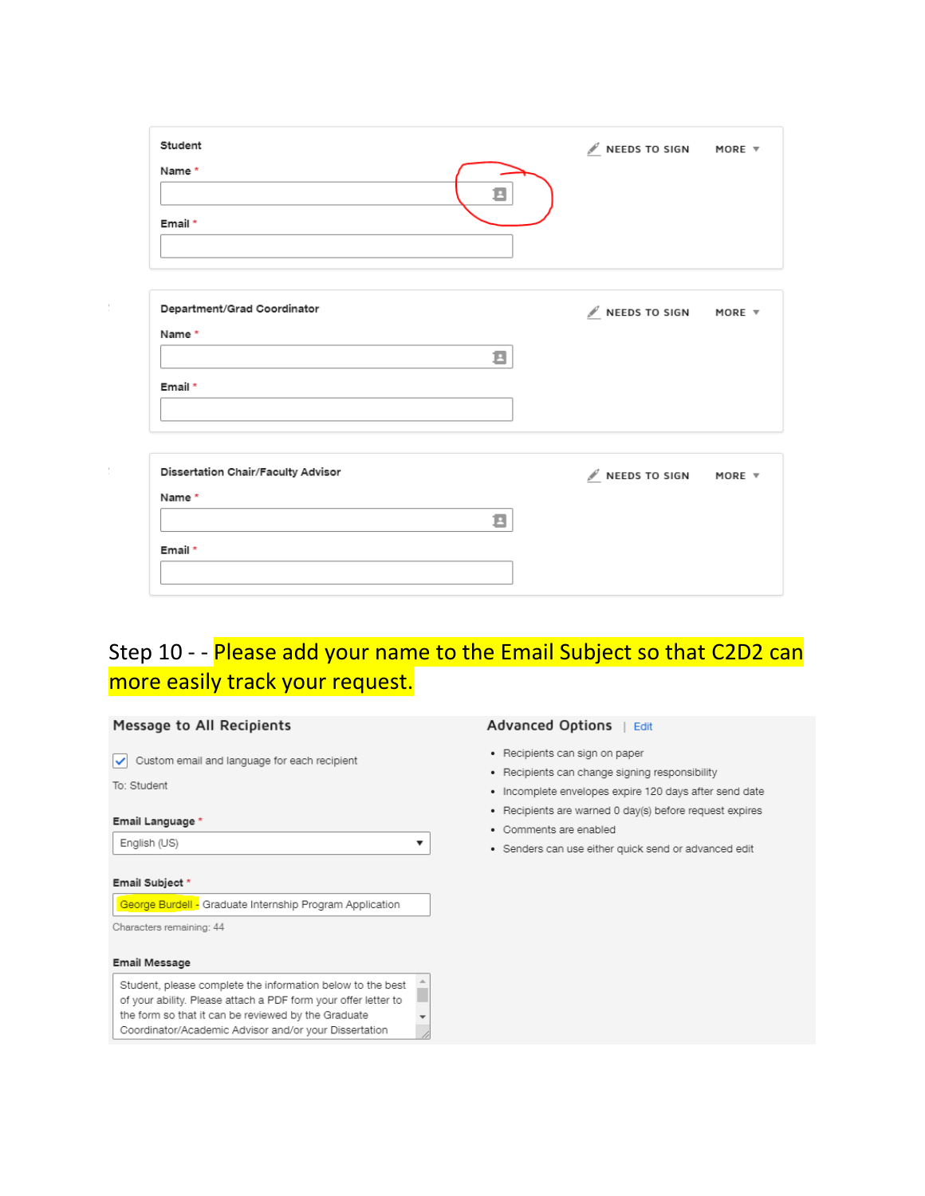Student

Name *

Email *

NEEDS TO SIGN MORE

Department/Grad Coordinator

Name *

Email *

NEEDS TO SIGN MORE

Dissertation Chair/Faculty Advisor

Name *

Email *

NEEDS TO SIGN MORE

Step 10 - - Please add your name to the Email Subject so that C2D2 can more easily track your request.

**Message to All Recipients**

☑ Custom email and language for each recipient

To: Student

**Email Language** *

English (US)

**Email Subject** *

George Burdell - Graduate Internship Program Application

Characters remaining: 44

**Email Message**

Student, please complete the information below to the best of your ability. Please attach a PDF form your offer letter to the form so that it can be reviewed by the Graduate Coordinator/Academic Advisor and/or your Dissertation

**Advanced Options** | Edit

- Recipients can sign on paper
- Recipients can change signing responsibility
- Incomplete envelopes expire 120 days after send date
- Recipients are warned 0 day(s) before request expires
- Comments are enabled
- Senders can use either quick send or advanced edit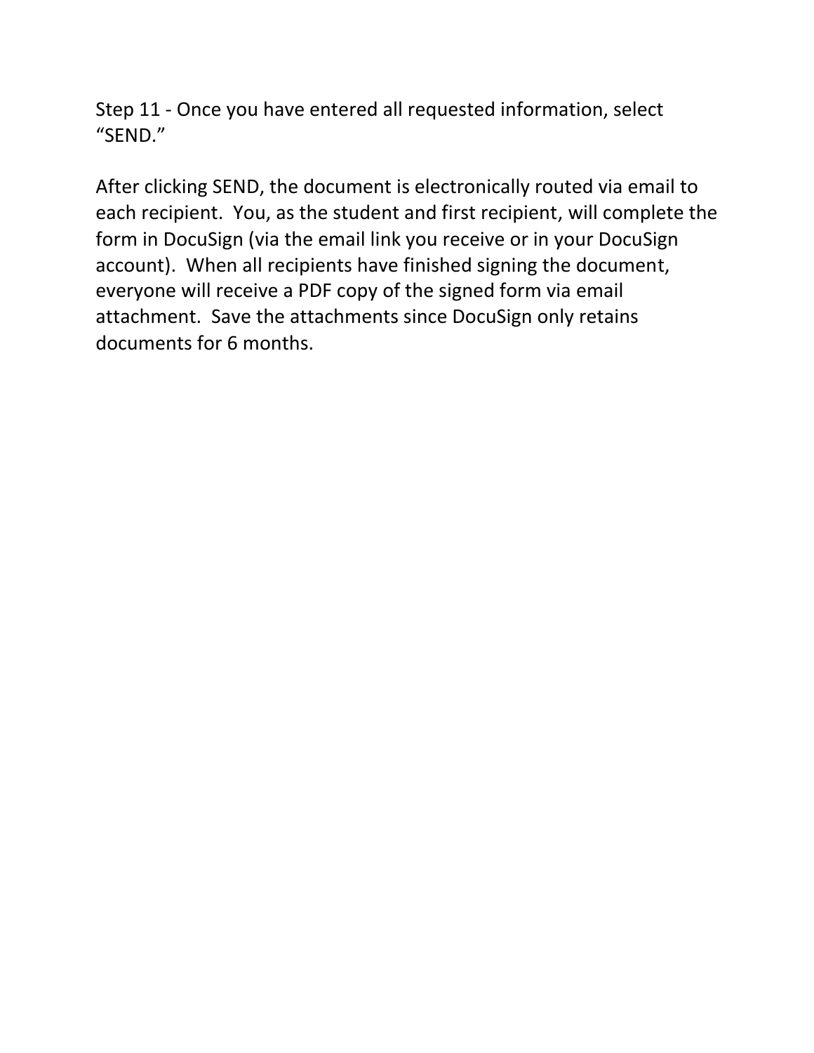Step 11 - Once you have entered all requested information, select "SEND."

After clicking SEND, the document is electronically routed via email to each recipient. You, as the student and first recipient, will complete the form in DocuSign (via the email link you receive or in your DocuSign account). When all recipients have finished signing the document, everyone will receive a PDF copy of the signed form via email attachment. Save the attachments since DocuSign only retains documents for 6 months.